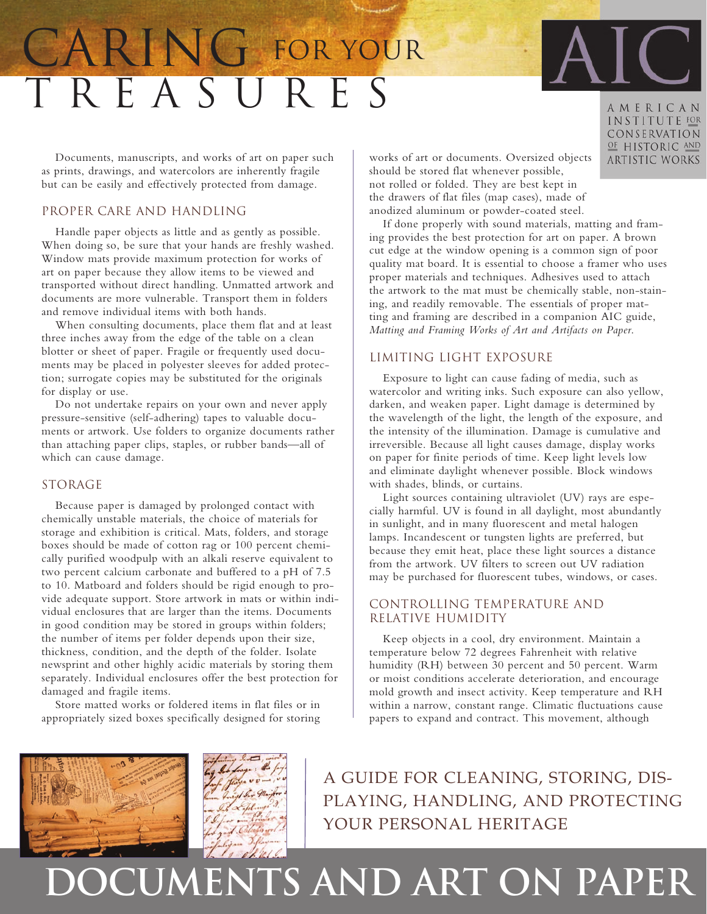# CARING FOR YOUR TREASURES

AMERICAN INSTITUTE FOR CONSERVATION OF HISTORIC AND ARTISTIC WORKS

Documents, manuscripts, and works of art on paper such as prints, drawings, and watercolors are inherently fragile but can be easily and effectively protected from damage.

## PROPER CARE AND HANDLING

Handle paper objects as little and as gently as possible. When doing so, be sure that your hands are freshly washed. Window mats provide maximum protection for works of art on paper because they allow items to be viewed and transported without direct handling. Unmatted artwork and documents are more vulnerable. Transport them in folders and remove individual items with both hands.

When consulting documents, place them flat and at least three inches away from the edge of the table on a clean blotter or sheet of paper. Fragile or frequently used documents may be placed in polyester sleeves for added protection; surrogate copies may be substituted for the originals for display or use.

Do not undertake repairs on your own and never apply pressure-sensitive (self-adhering) tapes to valuable documents or artwork. Use folders to organize documents rather than attaching paper clips, staples, or rubber bands—all of which can cause damage.

## STORAGE

Because paper is damaged by prolonged contact with chemically unstable materials, the choice of materials for storage and exhibition is critical. Mats, folders, and storage boxes should be made of cotton rag or 100 percent chemically purified woodpulp with an alkali reserve equivalent to two percent calcium carbonate and buffered to a pH of 7.5 to 10. Matboard and folders should be rigid enough to provide adequate support. Store artwork in mats or within individual enclosures that are larger than the items. Documents in good condition may be stored in groups within folders; the number of items per folder depends upon their size, thickness, condition, and the depth of the folder. Isolate newsprint and other highly acidic materials by storing them separately. Individual enclosures offer the best protection for damaged and fragile items.

Store matted works or foldered items in flat files or in appropriately sized boxes specifically designed for storing works of art or documents. Oversized objects should be stored flat whenever possible, not rolled or folded. They are best kept in the drawers of flat files (map cases), made of anodized aluminum or powder-coated steel.

If done properly with sound materials, matting and framing provides the best protection for art on paper. A brown cut edge at the window opening is a common sign of poor quality mat board. It is essential to choose a framer who uses proper materials and techniques. Adhesives used to attach the artwork to the mat must be chemically stable, non-staining, and readily removable. The essentials of proper matting and framing are described in a companion AIC guide, *Matting and Framing Works of Art and Artifacts on Paper.*

## LIMITING LIGHT EXPOSURE

Exposure to light can cause fading of media, such as watercolor and writing inks. Such exposure can also yellow, darken, and weaken paper. Light damage is determined by the wavelength of the light, the length of the exposure, and the intensity of the illumination. Damage is cumulative and irreversible. Because all light causes damage, display works on paper for finite periods of time. Keep light levels low and eliminate daylight whenever possible. Block windows with shades, blinds, or curtains.

Light sources containing ultraviolet (UV) rays are especially harmful. UV is found in all daylight, most abundantly in sunlight, and in many fluorescent and metal halogen lamps. Incandescent or tungsten lights are preferred, but because they emit heat, place these light sources a distance from the artwork. UV filters to screen out UV radiation may be purchased for fluorescent tubes, windows, or cases.

## CONTROLLING TEMPERATURE AND RELATIVE HUMIDITY

Keep objects in a cool, dry environment. Maintain a temperature below 72 degrees Fahrenheit with relative humidity (RH) between 30 percent and 50 percent. Warm or moist conditions accelerate deterioration, and encourage mold growth and insect activity. Keep temperature and RH within a narrow, constant range. Climatic fluctuations cause papers to expand and contract. This movement, although

A GUIDE FOR CLEANING, STORING, DISPLAYING, HANDLING, AND PROTECTING YOUR PERSONAL HERITAGE

# DOCUMENTS AND ART ON PAPER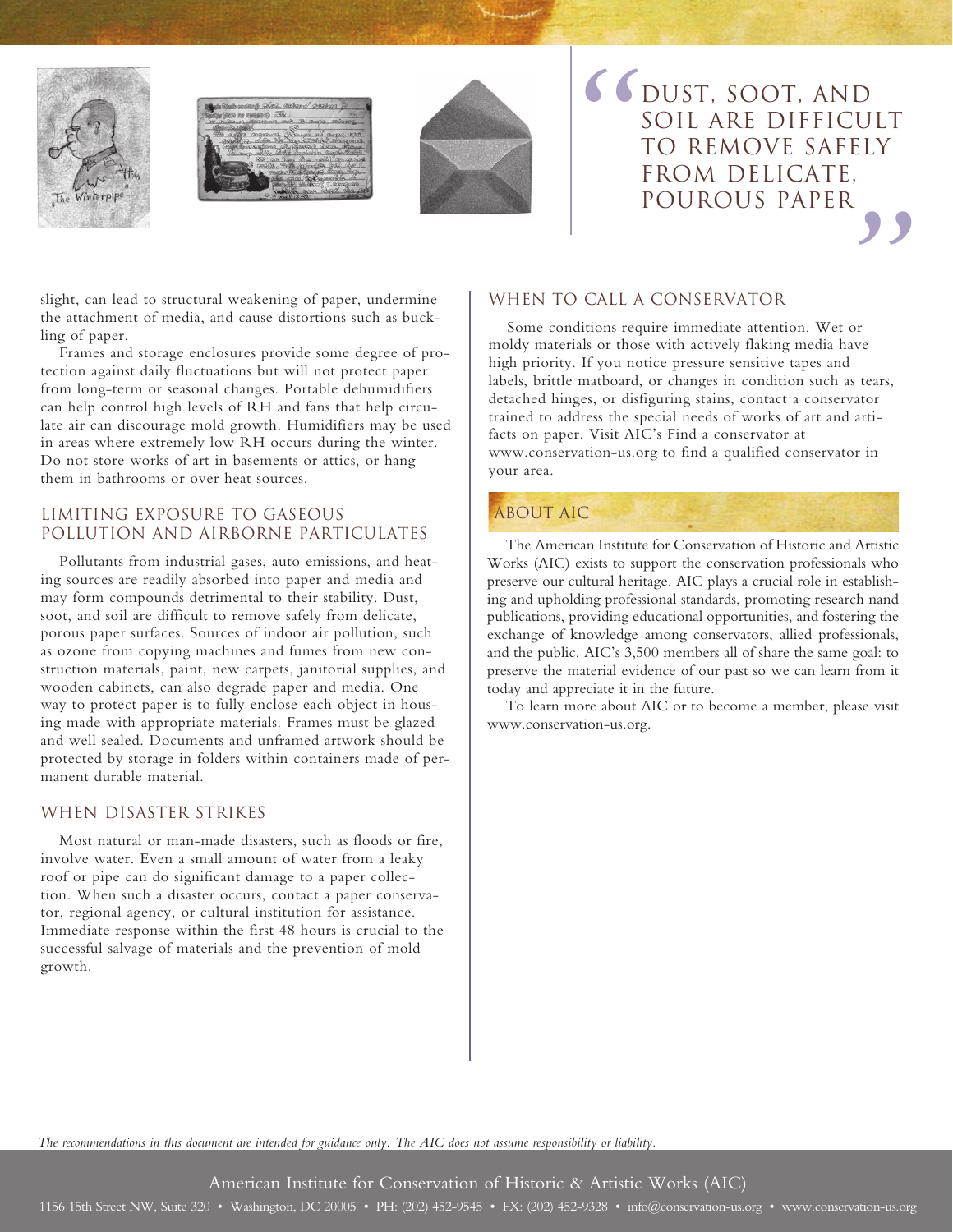> "Dust, soot, and soil are difficult to remove safely from delicate, pourous paper"

slight, can lead to structural weakening of paper, undermine the attachment of media, and cause distortions such as buckling of paper.

Frames and storage enclosures provide some degree of protection against daily fluctuations but will not protect paper from long-term or seasonal changes. Portable dehumidifiers can help control high levels of RH and fans that help circulate air can discourage mold growth. Humidifiers may be used in areas where extremely low RH occurs during the winter. Do not store works of art in basements or attics, or hang them in bathrooms or over heat sources.

## Limiting Exposure to Gaseous Pollution and Airborne Particulates

Pollutants from industrial gases, auto emissions, and heating sources are readily absorbed into paper and media and may form compounds detrimental to their stability. Dust, soot, and soil are difficult to remove safely from delicate, porous paper surfaces. Sources of indoor air pollution, such as ozone from copying machines and fumes from new construction materials, paint, new carpets, janitorial supplies, and wooden cabinets, can also degrade paper and media. One way to protect paper is to fully enclose each object in housing made with appropriate materials. Frames must be glazed and well sealed. Documents and unframed artwork should be protected by storage in folders within containers made of permanent durable material.

## When Disaster Strikes

Most natural or man-made disasters, such as floods or fire, involve water. Even a small amount of water from a leaky roof or pipe can do significant damage to a paper collection. When such a disaster occurs, contact a paper conservator, regional agency, or cultural institution for assistance. Immediate response within the first 48 hours is crucial to the successful salvage of materials and the prevention of mold growth.

## When to Call a Conservator

Some conditions require immediate attention. Wet or moldy materials or those with actively flaking media have high priority. If you notice pressure sensitive tapes and labels, brittle matboard, or changes in condition such as tears, detached hinges, or disfiguring stains, contact a conservator trained to address the special needs of works of art and artifacts on paper. Visit AIC's Find a conservator at www.conservation-us.org to find a qualified conservator in your area.

## About AIC

The American Institute for Conservation of Historic and Artistic Works (AIC) exists to support the conservation professionals who preserve our cultural heritage. AIC plays a crucial role in establishing and upholding professional standards, promoting research nand publications, providing educational opportunities, and fostering the exchange of knowledge among conservators, allied professionals, and the public. AIC's 3,500 members all of share the same goal: to preserve the material evidence of our past so we can learn from it today and appreciate it in the future.

To learn more about AIC or to become a member, please visit www.conservation-us.org.

*The recommendations in this document are intended for guidance only. The AIC does not assume responsibility or liability.*

American Institute for Conservation of Historic & Artistic Works (AIC)

1156 15th Street NW, Suite 320 • Washington, DC 20005 • PH: (202) 452-9545 • FX: (202) 452-9328 • info@conservation-us.org • www.conservation-us.org